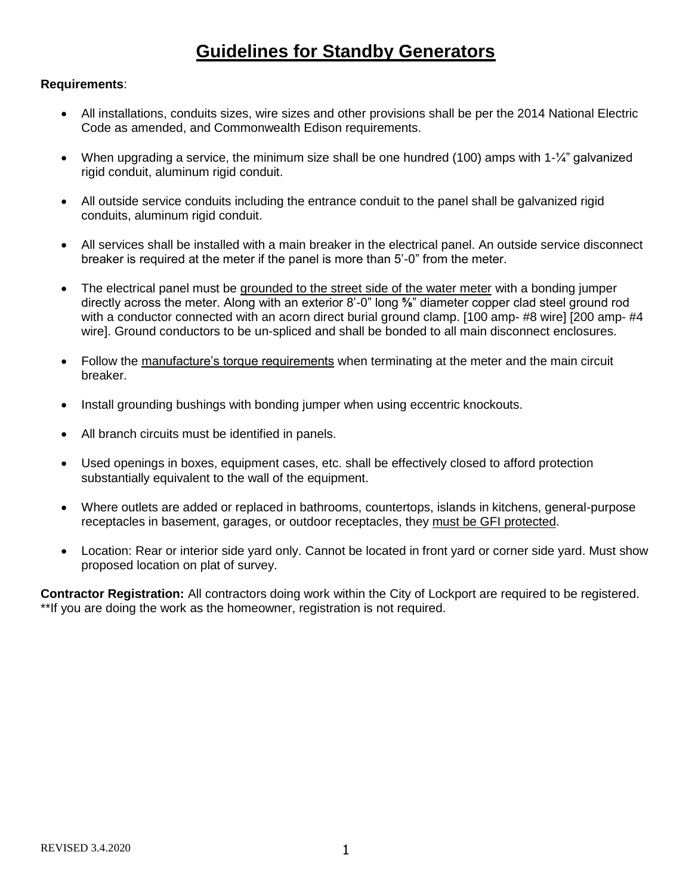# Guidelines for Standby Generators

**Requirements**:

- All installations, conduits sizes, wire sizes and other provisions shall be per the 2014 National Electric Code as amended, and Commonwealth Edison requirements.
- When upgrading a service, the minimum size shall be one hundred (100) amps with 1-¼" galvanized rigid conduit, aluminum rigid conduit.
- All outside service conduits including the entrance conduit to the panel shall be galvanized rigid conduits, aluminum rigid conduit.
- All services shall be installed with a main breaker in the electrical panel. An outside service disconnect breaker is required at the meter if the panel is more than 5'-0" from the meter.
- The electrical panel must be grounded to the street side of the water meter with a bonding jumper directly across the meter. Along with an exterior 8'-0" long ⅝" diameter copper clad steel ground rod with a conductor connected with an acorn direct burial ground clamp. [100 amp- #8 wire] [200 amp- #4 wire]. Ground conductors to be un-spliced and shall be bonded to all main disconnect enclosures.
- Follow the manufacture's torque requirements when terminating at the meter and the main circuit breaker.
- Install grounding bushings with bonding jumper when using eccentric knockouts.
- All branch circuits must be identified in panels.
- Used openings in boxes, equipment cases, etc. shall be effectively closed to afford protection substantially equivalent to the wall of the equipment.
- Where outlets are added or replaced in bathrooms, countertops, islands in kitchens, general-purpose receptacles in basement, garages, or outdoor receptacles, they must be GFI protected.
- Location: Rear or interior side yard only. Cannot be located in front yard or corner side yard. Must show proposed location on plat of survey.

**Contractor Registration:** All contractors doing work within the City of Lockport are required to be registered. **If you are doing the work as the homeowner, registration is not required.

REVISED 3.4.2020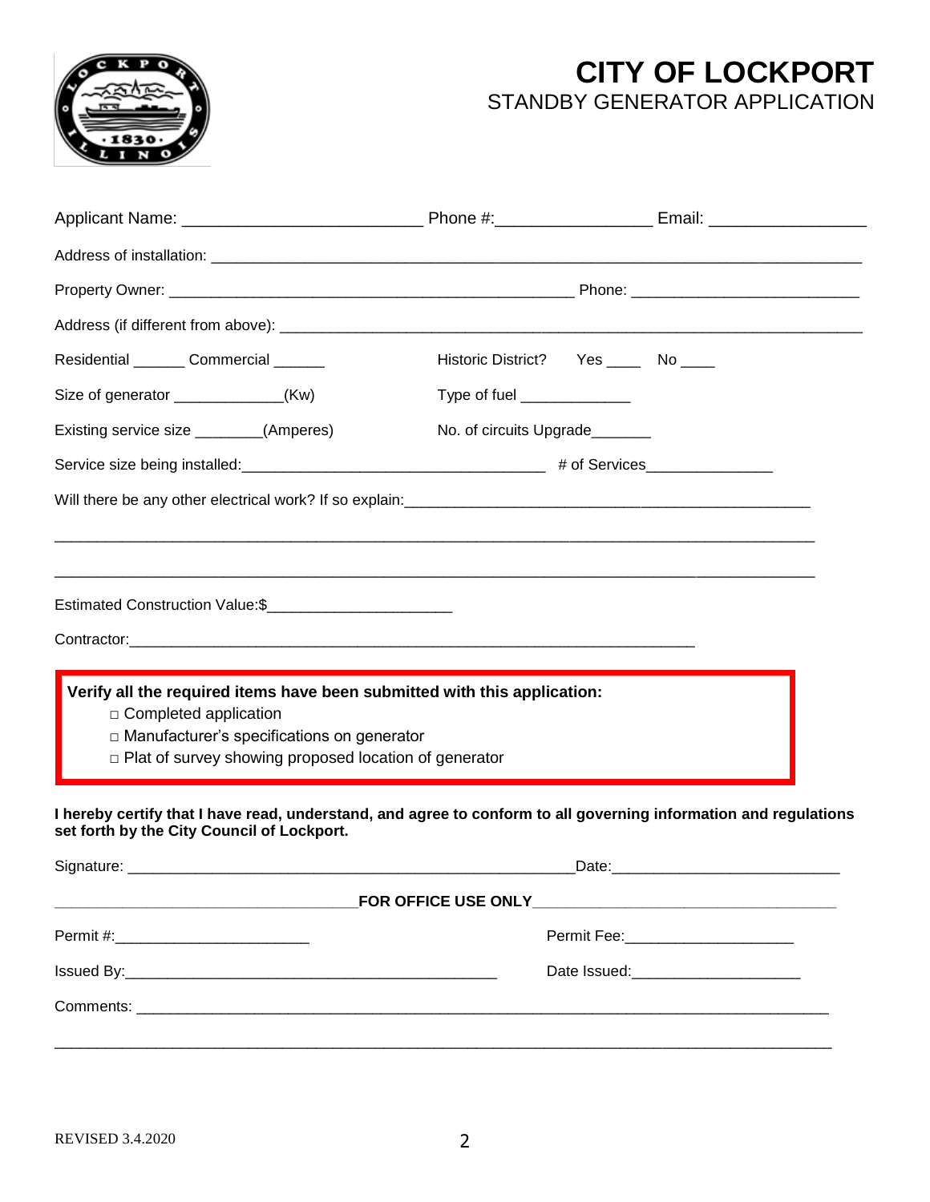# CITY OF LOCKPORT

## STANDBY GENERATOR APPLICATION

Applicant Name: __________________________ Phone #:_________________ Email: _________________

Address of installation: ______________________________________________________________________

Property Owner: ____________________________________________ Phone: _________________________

Address (if different from above): ______________________________________________________________

Residential ______ Commercial ______ Historic District? Yes ____ No ____

Size of generator _____________(Kw) Type of fuel _____________

Existing service size ________(Amperes) No. of circuits Upgrade_______

Service size being installed:___________________________________ # of Services_______________

Will there be any other electrical work? If so explain:_____________________________________________

_____________________________________________________________________________________

_____________________________________________________________________________________

Estimated Construction Value:$_____________________

Contractor:_______________________________________________________________

**Verify all the required items have been submitted with this application:**

- □ Completed application
- □ Manufacturer's specifications on generator
- □ Plat of survey showing proposed location of generator

**I hereby certify that I have read, understand, and agree to conform to all governing information and regulations set forth by the City Council of Lockport.**

Signature: _________________________________________________Date:___________________________

**FOR OFFICE USE ONLY**

Permit #:______________________ Permit Fee:____________________

Issued By:__________________________________________ Date Issued:____________________

Comments: _______________________________________________________________________________

_____________________________________________________________________________________

REVISED 3.4.2020